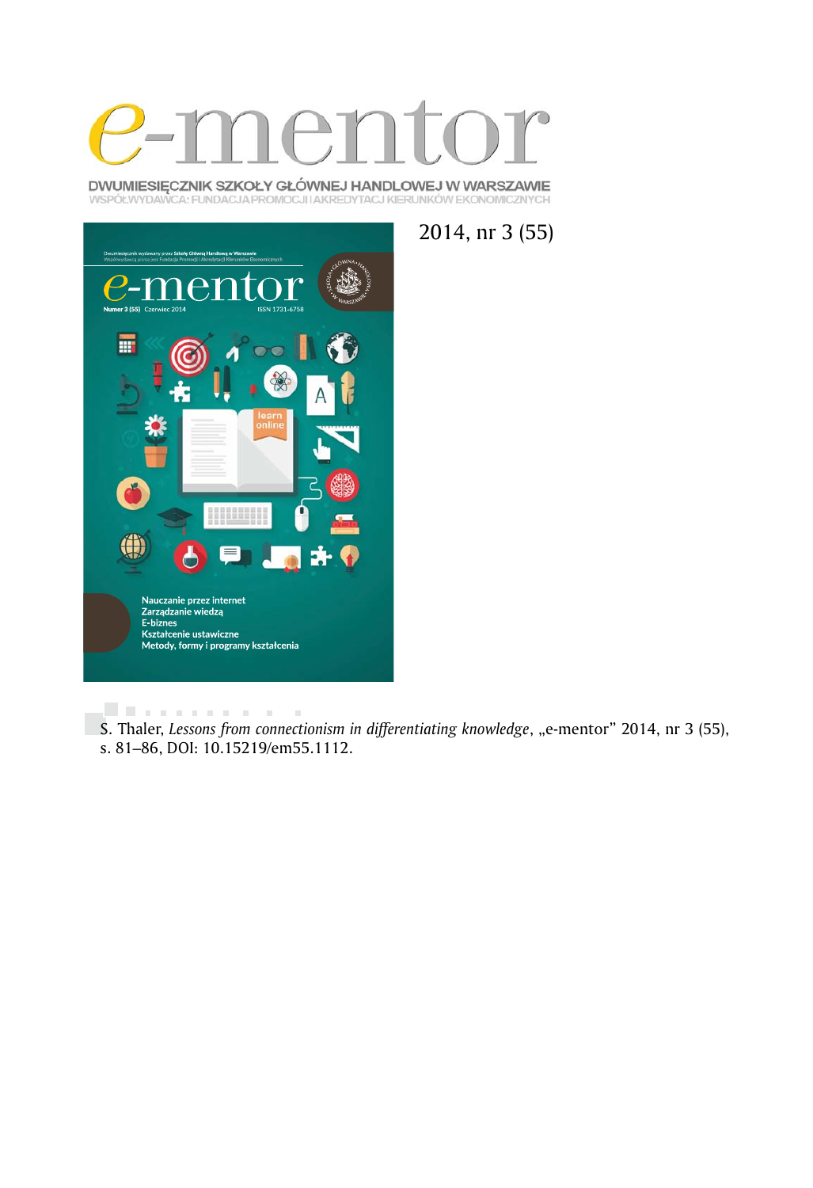# e-mentor

DWUMIESIĘCZNIK SZKOŁY GŁÓWNEJ HANDLOWEJ W WARSZAWIE
WSPÓŁWYDAWCA: FUNDACJA PROMOCJI I AKREDYTACJI KIERUNKÓW EKONOMICZNYCH

2014, nr 3 (55)

S. Thaler, *Lessons from connectionism in differentiating knowledge*, „e-mentor" 2014, nr 3 (55), s. 81–86, DOI: 10.15219/em55.1112.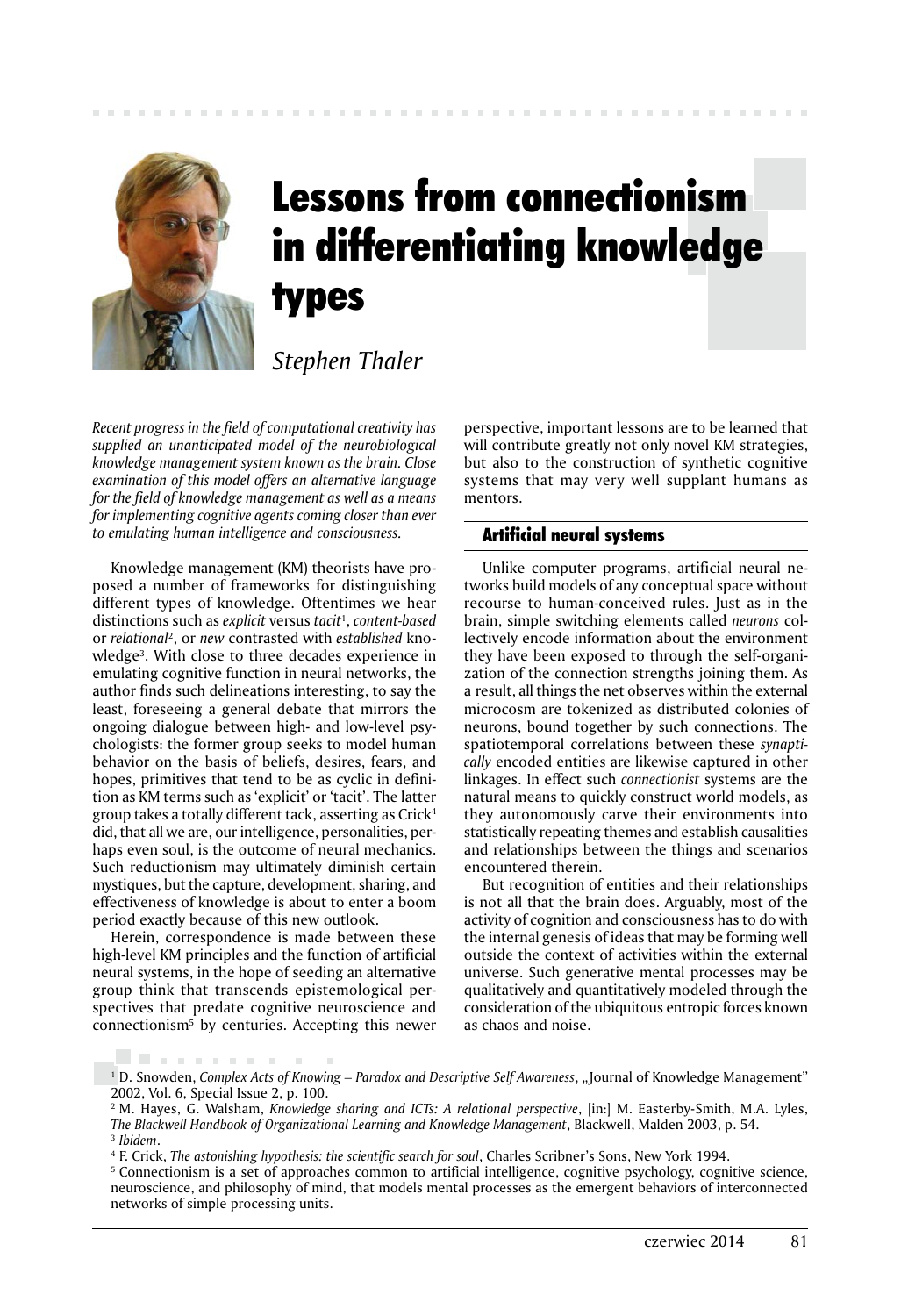# Lessons from connectionism in differentiating knowledge types

*Stephen Thaler*

*Recent progress in the field of computational creativity has supplied an unanticipated model of the neurobiological knowledge management system known as the brain. Close examination of this model offers an alternative language for the field of knowledge management as well as a means for implementing cognitive agents coming closer than ever to emulating human intelligence and consciousness.*

Knowledge management (KM) theorists have proposed a number of frameworks for distinguishing different types of knowledge. Oftentimes we hear distinctions such as *explicit* versus *tacit*[1], *content-based* or *relational*[2], or *new* contrasted with *established* knowledge[3]. With close to three decades experience in emulating cognitive function in neural networks, the author finds such delineations interesting, to say the least, foreseeing a general debate that mirrors the ongoing dialogue between high- and low-level psychologists: the former group seeks to model human behavior on the basis of beliefs, desires, fears, and hopes, primitives that tend to be as cyclic in definition as KM terms such as 'explicit' or 'tacit'. The latter group takes a totally different tack, asserting as Crick[4] did, that all we are, our intelligence, personalities, perhaps even soul, is the outcome of neural mechanics. Such reductionism may ultimately diminish certain mystiques, but the capture, development, sharing, and effectiveness of knowledge is about to enter a boom period exactly because of this new outlook.

Herein, correspondence is made between these high-level KM principles and the function of artificial neural systems, in the hope of seeding an alternative group think that transcends epistemological perspectives that predate cognitive neuroscience and connectionism[5] by centuries. Accepting this newer perspective, important lessons are to be learned that will contribute greatly not only novel KM strategies, but also to the construction of synthetic cognitive systems that may very well supplant humans as mentors.

## Artificial neural systems

Unlike computer programs, artificial neural networks build models of any conceptual space without recourse to human-conceived rules. Just as in the brain, simple switching elements called *neurons* collectively encode information about the environment they have been exposed to through the self-organization of the connection strengths joining them. As a result, all things the net observes within the external microcosm are tokenized as distributed colonies of neurons, bound together by such connections. The spatiotemporal correlations between these *synaptically* encoded entities are likewise captured in other linkages. In effect such *connectionist* systems are the natural means to quickly construct world models, as they autonomously carve their environments into statistically repeating themes and establish causalities and relationships between the things and scenarios encountered therein.

But recognition of entities and their relationships is not all that the brain does. Arguably, most of the activity of cognition and consciousness has to do with the internal genesis of ideas that may be forming well outside the context of activities within the external universe. Such generative mental processes may be qualitatively and quantitatively modeled through the consideration of the ubiquitous entropic forces known as chaos and noise.

---

[1] D. Snowden, *Complex Acts of Knowing – Paradox and Descriptive Self Awareness*, „Journal of Knowledge Management" 2002, Vol. 6, Special Issue 2, p. 100.

[2] M. Hayes, G. Walsham, *Knowledge sharing and ICTs: A relational perspective*, [in:] M. Easterby-Smith, M.A. Lyles, *The Blackwell Handbook of Organizational Learning and Knowledge Management*, Blackwell, Malden 2003, p. 54.

[3] *Ibidem*.

[4] F. Crick, *The astonishing hypothesis: the scientific search for soul*, Charles Scribner's Sons, New York 1994.

[5] Connectionism is a set of approaches common to artificial intelligence, cognitive psychology, cognitive science, neuroscience, and philosophy of mind, that models mental processes as the emergent behaviors of interconnected networks of simple processing units.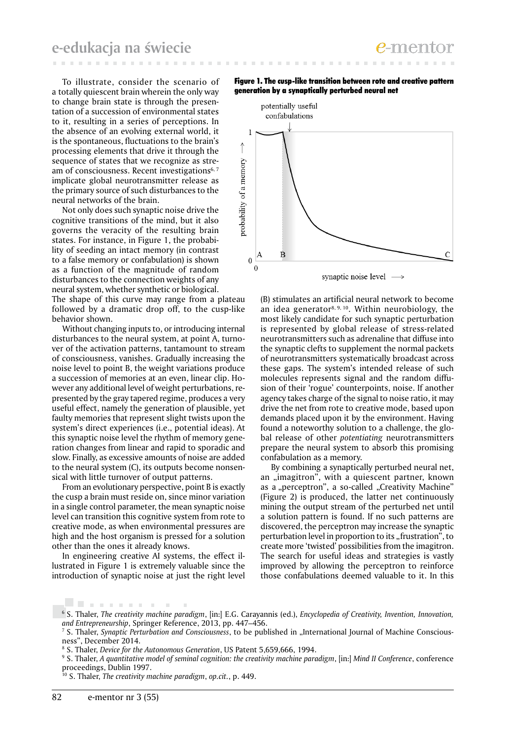To illustrate, consider the scenario of a totally quiescent brain wherein the only way to change brain state is through the presentation of a succession of environmental states to it, resulting in a series of perceptions. In the absence of an evolving external world, it is the spontaneous, fluctuations to the brain's processing elements that drive it through the sequence of states that we recognize as stream of consciousness. Recent investigations[6, 7] implicate global neurotransmitter release as the primary source of such disturbances to the neural networks of the brain.

Not only does such synaptic noise drive the cognitive transitions of the mind, but it also governs the veracity of the resulting brain states. For instance, in Figure 1, the probability of seeding an intact memory (in contrast to a false memory or confabulation) is shown as a function of the magnitude of random disturbances to the connection weights of any neural system, whether synthetic or biological. The shape of this curve may range from a plateau followed by a dramatic drop off, to the cusp-like behavior shown.

**Figure 1. The cusp-like transition between rote and creative pattern generation by a synaptically perturbed neural net**

Without changing inputs to, or introducing internal disturbances to the neural system, at point A, turnover of the activation patterns, tantamount to stream of consciousness, vanishes. Gradually increasing the noise level to point B, the weight variations produce a succession of memories at an even, linear clip. However any additional level of weight perturbations, represented by the gray tapered regime, produces a very useful effect, namely the generation of plausible, yet faulty memories that represent slight twists upon the system's direct experiences (i.e., potential ideas). At this synaptic noise level the rhythm of memory generation changes from linear and rapid to sporadic and slow. Finally, as excessive amounts of noise are added to the neural system (C), its outputs become nonsensical with little turnover of output patterns.

From an evolutionary perspective, point B is exactly the cusp a brain must reside on, since minor variation in a single control parameter, the mean synaptic noise level can transition this cognitive system from rote to creative mode, as when environmental pressures are high and the host organism is pressed for a solution other than the ones it already knows.

In engineering creative AI systems, the effect illustrated in Figure 1 is extremely valuable since the introduction of synaptic noise at just the right level (B) stimulates an artificial neural network to become an idea generator[8, 9, 10]. Within neurobiology, the most likely candidate for such synaptic perturbation is represented by global release of stress-related neurotransmitters such as adrenaline that diffuse into the synaptic clefts to supplement the normal packets of neurotransmitters systematically broadcast across these gaps. The system's intended release of such molecules represents signal and the random diffusion of their 'rogue' counterpoints, noise. If another agency takes charge of the signal to noise ratio, it may drive the net from rote to creative mode, based upon demands placed upon it by the environment. Having found a noteworthy solution to a challenge, the global release of other *potentiating* neurotransmitters prepare the neural system to absorb this promising confabulation as a memory.

By combining a synaptically perturbed neural net, an „imagitron", with a quiescent partner, known as a „perceptron", a so-called „Creativity Machine" (Figure 2) is produced, the latter net continuously mining the output stream of the perturbed net until a solution pattern is found. If no such patterns are discovered, the perceptron may increase the synaptic perturbation level in proportion to its „frustration", to create more 'twisted' possibilities from the imagitron. The search for useful ideas and strategies is vastly improved by allowing the perceptron to reinforce those confabulations deemed valuable to it. In this

---

[6] S. Thaler, *The creativity machine paradigm*, [in:] E.G. Carayannis (ed.), *Encyclopedia of Creativity, Invention, Innovation, and Entrepreneurship*, Springer Reference, 2013, pp. 447–456.

[7] S. Thaler, *Synaptic Perturbation and Consciousness*, to be published in „International Journal of Machine Consciousness", December 2014.

[8] S. Thaler, *Device for the Autonomous Generation*, US Patent 5,659,666, 1994.

[9] S. Thaler, *A quantitative model of seminal cognition: the creativity machine paradigm*, [in:] *Mind II Conference*, conference proceedings, Dublin 1997.

[10] S. Thaler, *The creativity machine paradigm*, *op.cit.*, p. 449.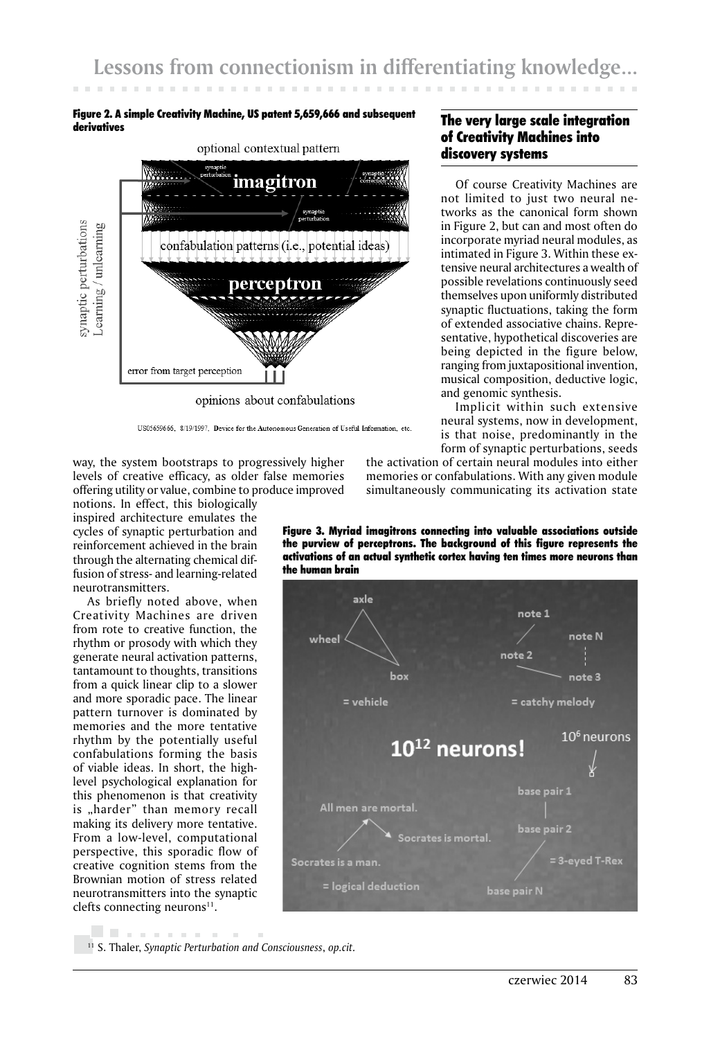**Figure 2. A simple Creativity Machine, US patent 5,659,666 and subsequent derivatives**

US05659666, 8/19/1997, Device for the Autonomous Generation of Useful Information, etc.

way, the system bootstraps to progressively higher levels of creative efficacy, as older false memories offering utility or value, combine to produce improved notions. In effect, this biologically inspired architecture emulates the cycles of synaptic perturbation and reinforcement achieved in the brain through the alternating chemical diffusion of stress- and learning-related neurotransmitters.

As briefly noted above, when Creativity Machines are driven from rote to creative function, the rhythm or prosody with which they generate neural activation patterns, tantamount to thoughts, transitions from a quick linear clip to a slower and more sporadic pace. The linear pattern turnover is dominated by memories and the more tentative rhythm by the potentially useful confabulations forming the basis of viable ideas. In short, the high-level psychological explanation for this phenomenon is that creativity is „harder" than memory recall making its delivery more tentative. From a low-level, computational perspective, this sporadic flow of creative cognition stems from the Brownian motion of stress related neurotransmitters into the synaptic clefts connecting neurons[11].

## The very large scale integration of Creativity Machines into discovery systems

Of course Creativity Machines are not limited to just two neural networks as the canonical form shown in Figure 2, but can and most often do incorporate myriad neural modules, as intimated in Figure 3. Within these extensive neural architectures a wealth of possible revelations continuously seed themselves upon uniformly distributed synaptic fluctuations, taking the form of extended associative chains. Representative, hypothetical discoveries are being depicted in the figure below, ranging from juxtapositional invention, musical composition, deductive logic, and genomic synthesis.

Implicit within such extensive neural systems, now in development, is that noise, predominantly in the form of synaptic perturbations, seeds the activation of certain neural modules into either memories or confabulations. With any given module simultaneously communicating its activation state

**Figure 3. Myriad imagitrons connecting into valuable associations outside the purview of perceptrons. The background of this figure represents the activations of an actual synthetic cortex having ten times more neurons than the human brain**

[11] S. Thaler, *Synaptic Perturbation and Consciousness*, *op.cit*.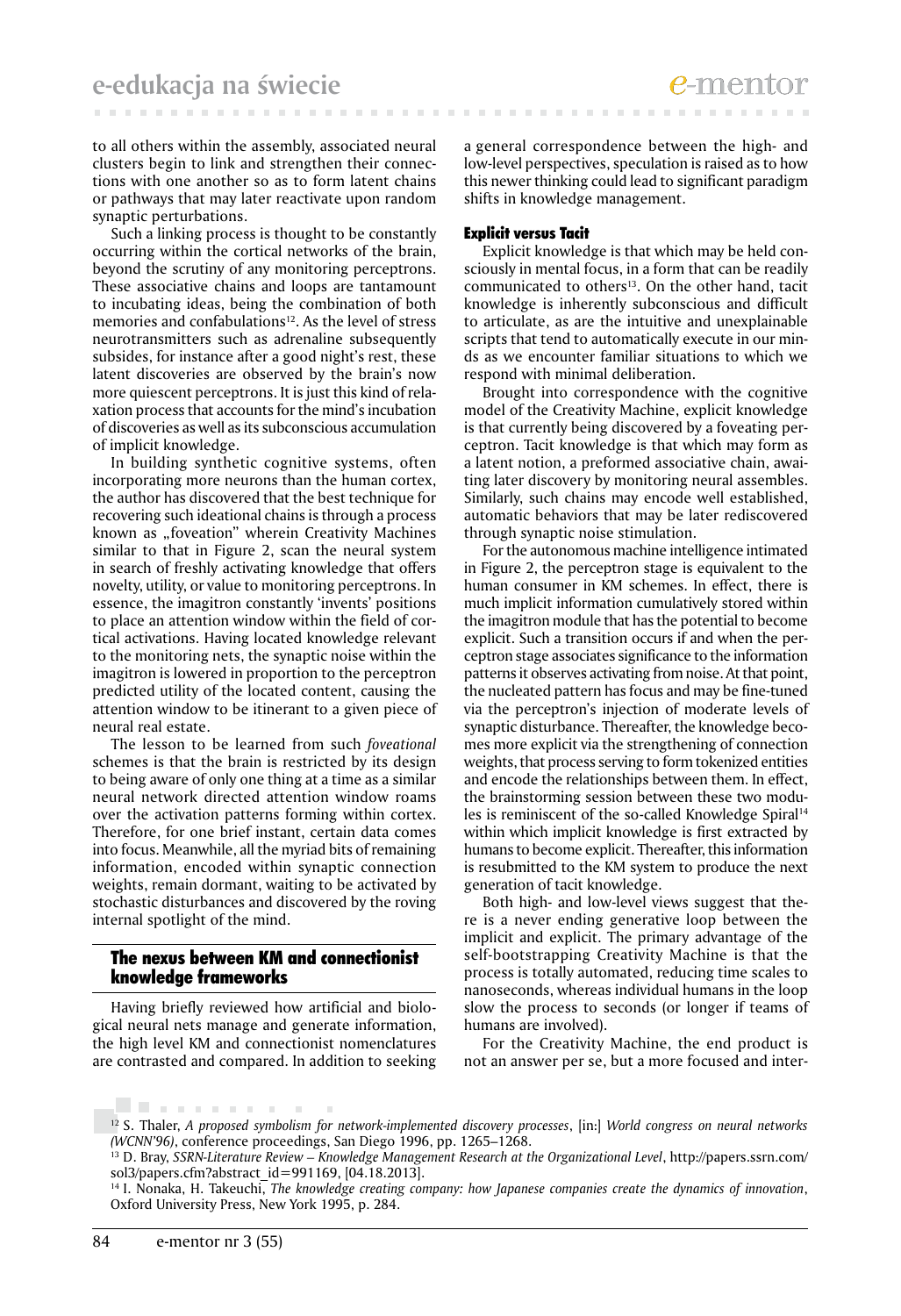to all others within the assembly, associated neural clusters begin to link and strengthen their connections with one another so as to form latent chains or pathways that may later reactivate upon random synaptic perturbations.

Such a linking process is thought to be constantly occurring within the cortical networks of the brain, beyond the scrutiny of any monitoring perceptrons. These associative chains and loops are tantamount to incubating ideas, being the combination of both memories and confabulations[12]. As the level of stress neurotransmitters such as adrenaline subsequently subsides, for instance after a good night's rest, these latent discoveries are observed by the brain's now more quiescent perceptrons. It is just this kind of relaxation process that accounts for the mind's incubation of discoveries as well as its subconscious accumulation of implicit knowledge.

In building synthetic cognitive systems, often incorporating more neurons than the human cortex, the author has discovered that the best technique for recovering such ideational chains is through a process known as „foveation" wherein Creativity Machines similar to that in Figure 2, scan the neural system in search of freshly activating knowledge that offers novelty, utility, or value to monitoring perceptrons. In essence, the imagitron constantly 'invents' positions to place an attention window within the field of cortical activations. Having located knowledge relevant to the monitoring nets, the synaptic noise within the imagitron is lowered in proportion to the perceptron predicted utility of the located content, causing the attention window to be itinerant to a given piece of neural real estate.

The lesson to be learned from such *foveational* schemes is that the brain is restricted by its design to being aware of only one thing at a time as a similar neural network directed attention window roams over the activation patterns forming within cortex. Therefore, for one brief instant, certain data comes into focus. Meanwhile, all the myriad bits of remaining information, encoded within synaptic connection weights, remain dormant, waiting to be activated by stochastic disturbances and discovered by the roving internal spotlight of the mind.

## The nexus between KM and connectionist knowledge frameworks

Having briefly reviewed how artificial and biological neural nets manage and generate information, the high level KM and connectionist nomenclatures are contrasted and compared. In addition to seeking a general correspondence between the high- and low-level perspectives, speculation is raised as to how this newer thinking could lead to significant paradigm shifts in knowledge management.

### Explicit versus Tacit

Explicit knowledge is that which may be held consciously in mental focus, in a form that can be readily communicated to others[13]. On the other hand, tacit knowledge is inherently subconscious and difficult to articulate, as are the intuitive and unexplainable scripts that tend to automatically execute in our minds as we encounter familiar situations to which we respond with minimal deliberation.

Brought into correspondence with the cognitive model of the Creativity Machine, explicit knowledge is that currently being discovered by a foveating perceptron. Tacit knowledge is that which may form as a latent notion, a preformed associative chain, awaiting later discovery by monitoring neural assembles. Similarly, such chains may encode well established, automatic behaviors that may be later rediscovered through synaptic noise stimulation.

For the autonomous machine intelligence intimated in Figure 2, the perceptron stage is equivalent to the human consumer in KM schemes. In effect, there is much implicit information cumulatively stored within the imagitron module that has the potential to become explicit. Such a transition occurs if and when the perceptron stage associates significance to the information patterns it observes activating from noise. At that point, the nucleated pattern has focus and may be fine-tuned via the perceptron's injection of moderate levels of synaptic disturbance. Thereafter, the knowledge becomes more explicit via the strengthening of connection weights, that process serving to form tokenized entities and encode the relationships between them. In effect, the brainstorming session between these two modules is reminiscent of the so-called Knowledge Spiral[14] within which implicit knowledge is first extracted by humans to become explicit. Thereafter, this information is resubmitted to the KM system to produce the next generation of tacit knowledge.

Both high- and low-level views suggest that there is a never ending generative loop between the implicit and explicit. The primary advantage of the self-bootstrapping Creativity Machine is that the process is totally automated, reducing time scales to nanoseconds, whereas individual humans in the loop slow the process to seconds (or longer if teams of humans are involved).

For the Creativity Machine, the end product is not an answer per se, but a more focused and inter-

---

[12] S. Thaler, *A proposed symbolism for network-implemented discovery processes*, [in:] *World congress on neural networks (WCNN'96)*, conference proceedings, San Diego 1996, pp. 1265–1268.

[13] D. Bray, *SSRN-Literature Review – Knowledge Management Research at the Organizational Level*, http://papers.ssrn.com/sol3/papers.cfm?abstract_id=991169, [04.18.2013].

[14] I. Nonaka, H. Takeuchi, *The knowledge creating company: how Japanese companies create the dynamics of innovation*, Oxford University Press, New York 1995, p. 284.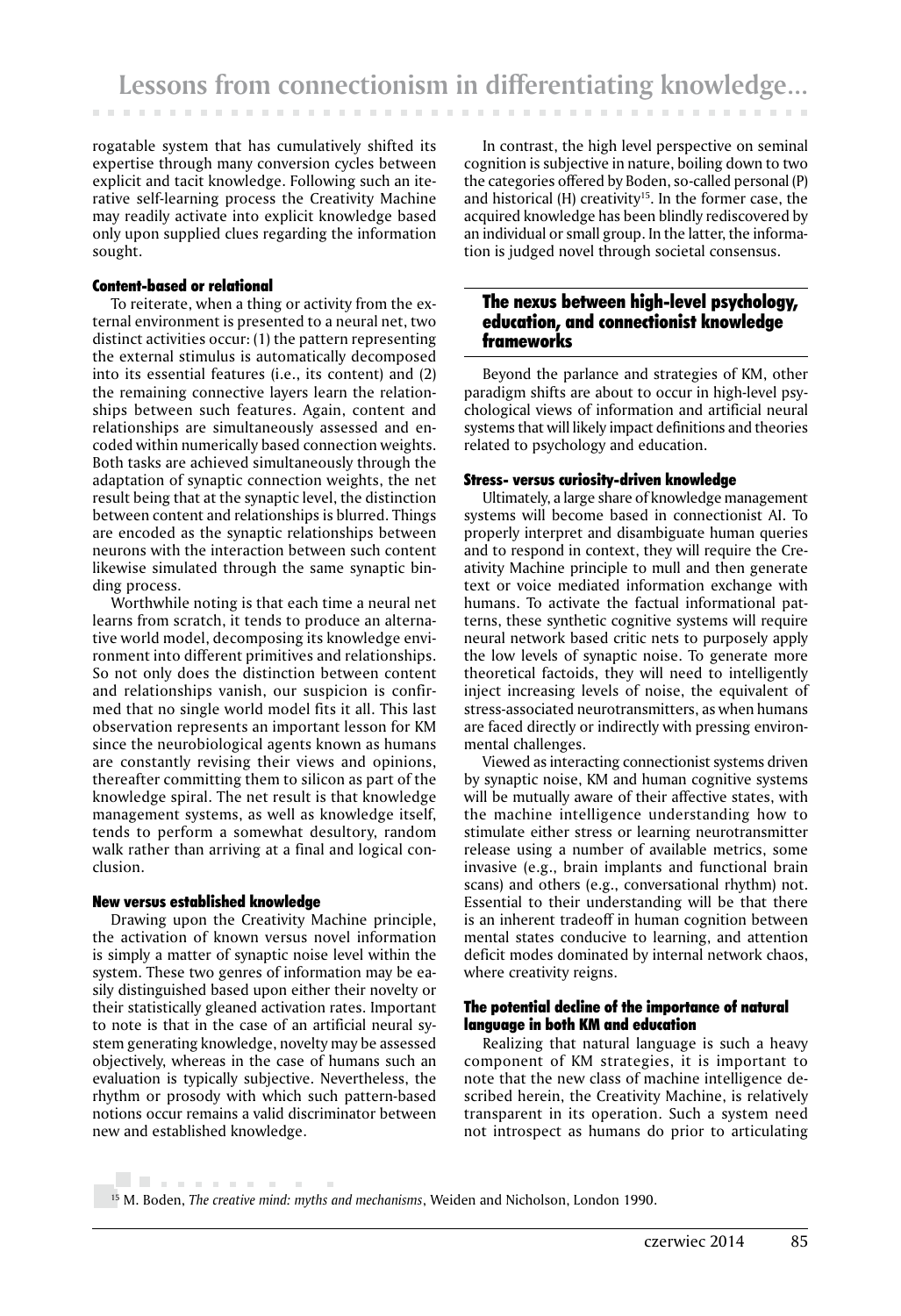rogatable system that has cumulatively shifted its expertise through many conversion cycles between explicit and tacit knowledge. Following such an iterative self-learning process the Creativity Machine may readily activate into explicit knowledge based only upon supplied clues regarding the information sought.

#### Content-based or relational

To reiterate, when a thing or activity from the external environment is presented to a neural net, two distinct activities occur: (1) the pattern representing the external stimulus is automatically decomposed into its essential features (i.e., its content) and (2) the remaining connective layers learn the relationships between such features. Again, content and relationships are simultaneously assessed and encoded within numerically based connection weights. Both tasks are achieved simultaneously through the adaptation of synaptic connection weights, the net result being that at the synaptic level, the distinction between content and relationships is blurred. Things are encoded as the synaptic relationships between neurons with the interaction between such content likewise simulated through the same synaptic binding process.

Worthwhile noting is that each time a neural net learns from scratch, it tends to produce an alternative world model, decomposing its knowledge environment into different primitives and relationships. So not only does the distinction between content and relationships vanish, our suspicion is confirmed that no single world model fits it all. This last observation represents an important lesson for KM since the neurobiological agents known as humans are constantly revising their views and opinions, thereafter committing them to silicon as part of the knowledge spiral. The net result is that knowledge management systems, as well as knowledge itself, tends to perform a somewhat desultory, random walk rather than arriving at a final and logical conclusion.

#### New versus established knowledge

Drawing upon the Creativity Machine principle, the activation of known versus novel information is simply a matter of synaptic noise level within the system. These two genres of information may be easily distinguished based upon either their novelty or their statistically gleaned activation rates. Important to note is that in the case of an artificial neural system generating knowledge, novelty may be assessed objectively, whereas in the case of humans such an evaluation is typically subjective. Nevertheless, the rhythm or prosody with which such pattern-based notions occur remains a valid discriminator between new and established knowledge.

In contrast, the high level perspective on seminal cognition is subjective in nature, boiling down to two the categories offered by Boden, so-called personal (P) and historical (H) creativity[15]. In the former case, the acquired knowledge has been blindly rediscovered by an individual or small group. In the latter, the information is judged novel through societal consensus.

### The nexus between high-level psychology, education, and connectionist knowledge frameworks

Beyond the parlance and strategies of KM, other paradigm shifts are about to occur in high-level psychological views of information and artificial neural systems that will likely impact definitions and theories related to psychology and education.

#### Stress- versus curiosity-driven knowledge

Ultimately, a large share of knowledge management systems will become based in connectionist AI. To properly interpret and disambiguate human queries and to respond in context, they will require the Creativity Machine principle to mull and then generate text or voice mediated information exchange with humans. To activate the factual informational patterns, these synthetic cognitive systems will require neural network based critic nets to purposely apply the low levels of synaptic noise. To generate more theoretical factoids, they will need to intelligently inject increasing levels of noise, the equivalent of stress-associated neurotransmitters, as when humans are faced directly or indirectly with pressing environmental challenges.

Viewed as interacting connectionist systems driven by synaptic noise, KM and human cognitive systems will be mutually aware of their affective states, with the machine intelligence understanding how to stimulate either stress or learning neurotransmitter release using a number of available metrics, some invasive (e.g., brain implants and functional brain scans) and others (e.g., conversational rhythm) not. Essential to their understanding will be that there is an inherent tradeoff in human cognition between mental states conducive to learning, and attention deficit modes dominated by internal network chaos, where creativity reigns.

#### The potential decline of the importance of natural language in both KM and education

Realizing that natural language is such a heavy component of KM strategies, it is important to note that the new class of machine intelligence described herein, the Creativity Machine, is relatively transparent in its operation. Such a system need not introspect as humans do prior to articulating

[15] M. Boden, *The creative mind: myths and mechanisms*, Weiden and Nicholson, London 1990.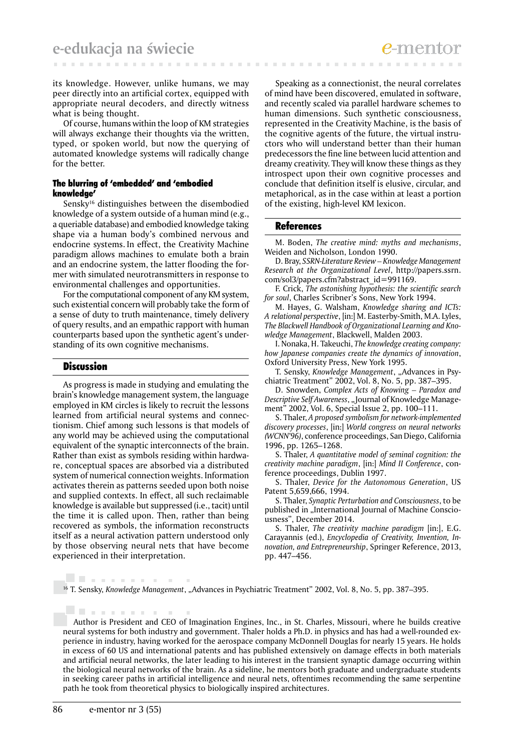its knowledge. However, unlike humans, we may peer directly into an artificial cortex, equipped with appropriate neural decoders, and directly witness what is being thought.

Of course, humans within the loop of KM strategies will always exchange their thoughts via the written, typed, or spoken world, but now the querying of automated knowledge systems will radically change for the better.

#### The blurring of 'embedded' and 'embodied knowledge'

Sensky[16] distinguishes between the disembodied knowledge of a system outside of a human mind (e.g., a queriable database) and embodied knowledge taking shape via a human body's combined nervous and endocrine systems. In effect, the Creativity Machine paradigm allows machines to emulate both a brain and an endocrine system, the latter flooding the former with simulated neurotransmitters in response to environmental challenges and opportunities.

For the computational component of any KM system, such existential concern will probably take the form of a sense of duty to truth maintenance, timely delivery of query results, and an empathic rapport with human counterparts based upon the synthetic agent's understanding of its own cognitive mechanisms.

## Discussion

As progress is made in studying and emulating the brain's knowledge management system, the language employed in KM circles is likely to recruit the lessons learned from artificial neural systems and connectionism. Chief among such lessons is that models of any world may be achieved using the computational equivalent of the synaptic interconnects of the brain. Rather than exist as symbols residing within hardware, conceptual spaces are absorbed via a distributed system of numerical connection weights. Information activates therein as patterns seeded upon both noise and supplied contexts. In effect, all such reclaimable knowledge is available but suppressed (i.e., tacit) until the time it is called upon. Then, rather than being recovered as symbols, the information reconstructs itself as a neural activation pattern understood only by those observing neural nets that have become experienced in their interpretation.

Speaking as a connectionist, the neural correlates of mind have been discovered, emulated in software, and recently scaled via parallel hardware schemes to human dimensions. Such synthetic consciousness, represented in the Creativity Machine, is the basis of the cognitive agents of the future, the virtual instructors who will understand better than their human predecessors the fine line between lucid attention and dreamy creativity. They will know these things as they introspect upon their own cognitive processes and conclude that definition itself is elusive, circular, and metaphorical, as in the case within at least a portion of the existing, high-level KM lexicon.

## References

M. Boden, *The creative mind: myths and mechanisms*, Weiden and Nicholson, London 1990.

D. Bray, *SSRN-Literature Review – Knowledge Management Research at the Organizational Level*, http://papers.ssrn.com/sol3/papers.cfm?abstract_id=991169.

F. Crick, *The astonishing hypothesis: the scientific search for soul*, Charles Scribner's Sons, New York 1994.

M. Hayes, G. Walsham, *Knowledge sharing and ICTs: A relational perspective*, [in:] M. Easterby-Smith, M.A. Lyles, *The Blackwell Handbook of Organizational Learning and Knowledge Management*, Blackwell, Malden 2003.

I. Nonaka, H. Takeuchi, *The knowledge creating company: how Japanese companies create the dynamics of innovation*, Oxford University Press, New York 1995.

T. Sensky, *Knowledge Management*, „Advances in Psychiatric Treatment" 2002, Vol. 8, No. 5, pp. 387–395.

D. Snowden, *Complex Acts of Knowing – Paradox and Descriptive Self Awareness*, „Journal of Knowledge Management" 2002, Vol. 6, Special Issue 2, pp. 100–111.

S. Thaler, *A proposed symbolism for network-implemented discovery processes*, [in:] *World congress on neural networks (WCNN'96)*, conference proceedings, San Diego, California 1996, pp. 1265–1268.

S. Thaler, *A quantitative model of seminal cognition: the creativity machine paradigm*, [in:] *Mind II Conference*, conference proceedings, Dublin 1997.

S. Thaler, *Device for the Autonomous Generation*, US Patent 5,659,666, 1994.

S. Thaler, *Synaptic Perturbation and Consciousness*, to be published in „International Journal of Machine Consciousness", December 2014.

S. Thaler, *The creativity machine paradigm* [in:], E.G. Carayannis (ed.), *Encyclopedia of Creativity, Invention, Innovation, and Entrepreneurship*, Springer Reference, 2013, pp. 447–456.

---

[16] T. Sensky, *Knowledge Management*, „Advances in Psychiatric Treatment" 2002, Vol. 8, No. 5, pp. 387–395.

Author is President and CEO of Imagination Engines, Inc., in St. Charles, Missouri, where he builds creative neural systems for both industry and government. Thaler holds a Ph.D. in physics and has had a well-rounded experience in industry, having worked for the aerospace company McDonnell Douglas for nearly 15 years. He holds in excess of 60 US and international patents and has published extensively on damage effects in both materials and artificial neural networks, the later leading to his interest in the transient synaptic damage occurring within the biological neural networks of the brain. As a sideline, he mentors both graduate and undergraduate students in seeking career paths in artificial intelligence and neural nets, oftentimes recommending the same serpentine path he took from theoretical physics to biologically inspired architectures.